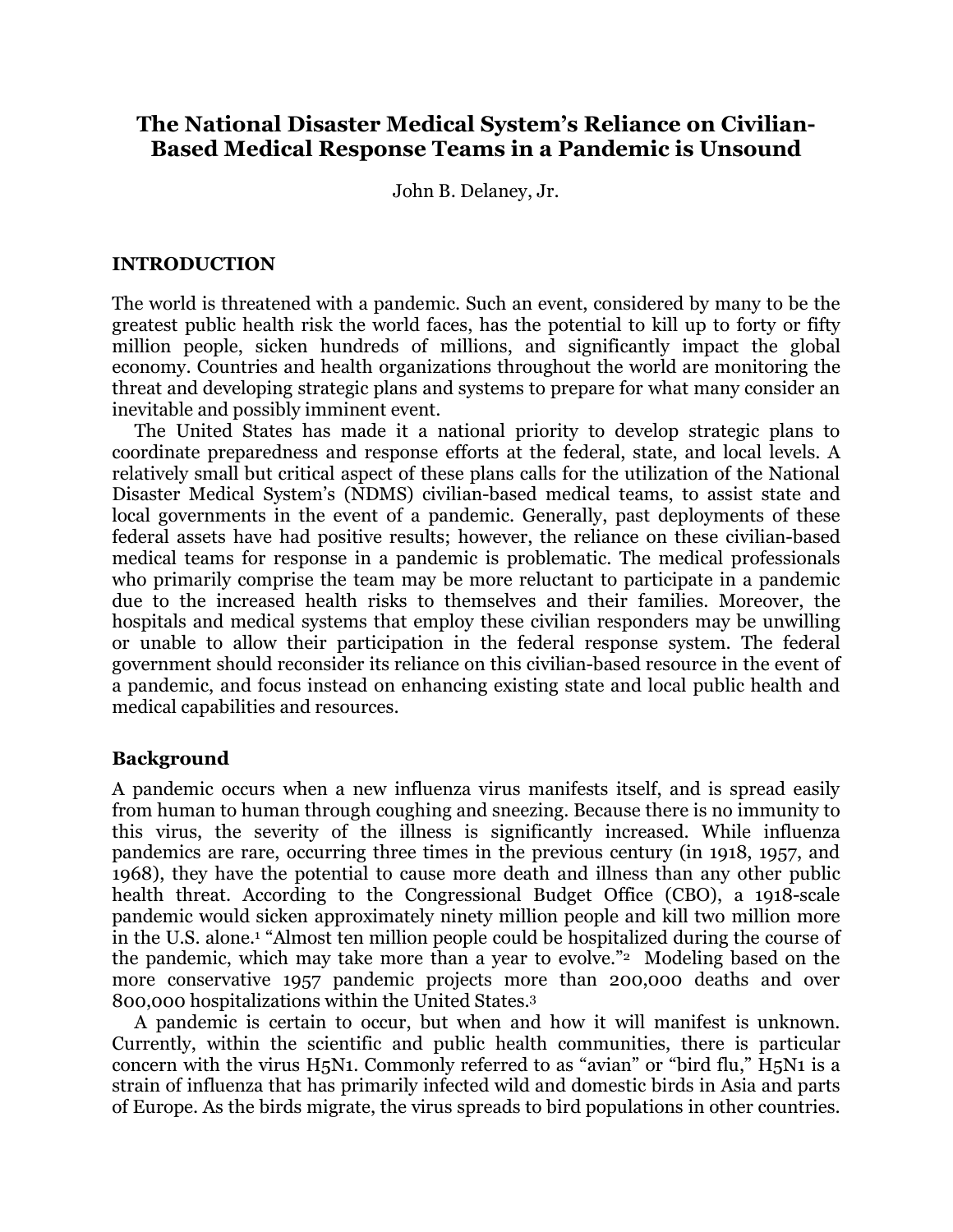# The National Disaster Medical System's Reliance on Civilian-Based Medical Response Teams in a Pandemic is Unsound

John B. Delaney, Jr.

## INTRODUCTION

The world is threatened with a pandemic. Such an event, considered by many to be the greatest public health risk the world faces, has the potential to kill up to forty or fifty million people, sicken hundreds of millions, and significantly impact the global economy. Countries and health organizations throughout the world are monitoring the threat and developing strategic plans and systems to prepare for what many consider an inevitable and possibly imminent event.

The United States has made it a national priority to develop strategic plans to coordinate preparedness and response efforts at the federal, state, and local levels. A relatively small but critical aspect of these plans calls for the utilization of the National Disaster Medical System's (NDMS) civilian-based medical teams, to assist state and local governments in the event of a pandemic. Generally, past deployments of these federal assets have had positive results; however, the reliance on these civilian-based medical teams for response in a pandemic is problematic. The medical professionals who primarily comprise the team may be more reluctant to participate in a pandemic due to the increased health risks to themselves and their families. Moreover, the hospitals and medical systems that employ these civilian responders may be unwilling or unable to allow their participation in the federal response system. The federal government should reconsider its reliance on this civilian-based resource in the event of a pandemic, and focus instead on enhancing existing state and local public health and medical capabilities and resources.

### Background

A pandemic occurs when a new influenza virus manifests itself, and is spread easily from human to human through coughing and sneezing. Because there is no immunity to this virus, the severity of the illness is significantly increased. While influenza pandemics are rare, occurring three times in the previous century (in 1918, 1957, and 1968), they have the potential to cause more death and illness than any other public health threat. According to the Congressional Budget Office (CBO), a 1918-scale pandemic would sicken approximately ninety million people and kill two million more in the U.S. alone.[1] "Almost ten million people could be hospitalized during the course of the pandemic, which may take more than a year to evolve."[2] Modeling based on the more conservative 1957 pandemic projects more than 200,000 deaths and over 800,000 hospitalizations within the United States.[3]

A pandemic is certain to occur, but when and how it will manifest is unknown. Currently, within the scientific and public health communities, there is particular concern with the virus H5N1. Commonly referred to as "avian" or "bird flu," H5N1 is a strain of influenza that has primarily infected wild and domestic birds in Asia and parts of Europe. As the birds migrate, the virus spreads to bird populations in other countries.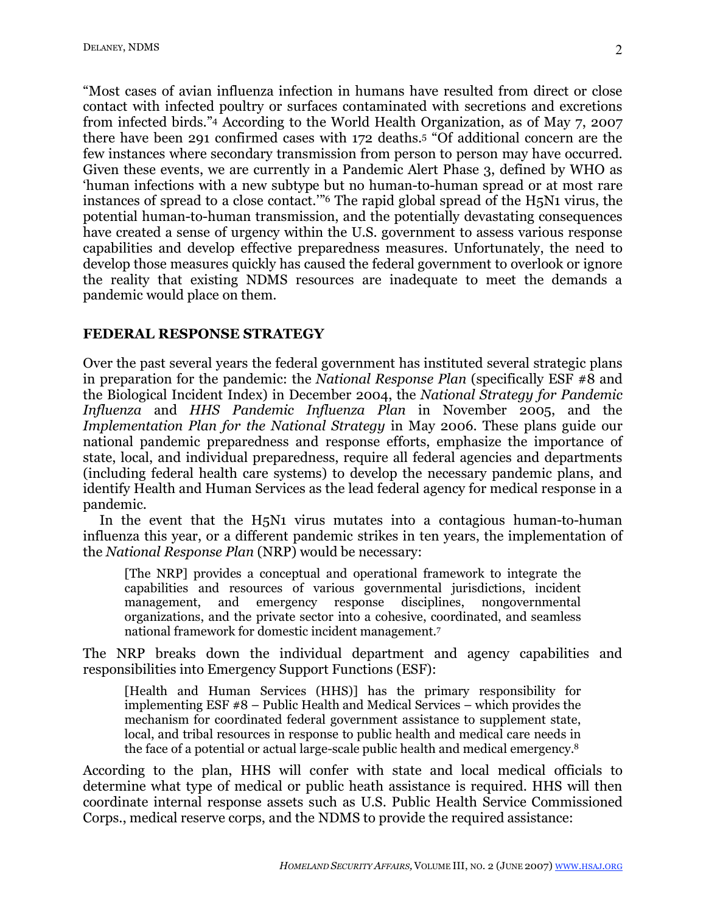"Most cases of avian influenza infection in humans have resulted from direct or close contact with infected poultry or surfaces contaminated with secretions and excretions from infected birds."[4] According to the World Health Organization, as of May 7, 2007 there have been 291 confirmed cases with 172 deaths.[5] "Of additional concern are the few instances where secondary transmission from person to person may have occurred. Given these events, we are currently in a Pandemic Alert Phase 3, defined by WHO as 'human infections with a new subtype but no human-to-human spread or at most rare instances of spread to a close contact.'"[6] The rapid global spread of the H5N1 virus, the potential human-to-human transmission, and the potentially devastating consequences have created a sense of urgency within the U.S. government to assess various response capabilities and develop effective preparedness measures. Unfortunately, the need to develop those measures quickly has caused the federal government to overlook or ignore the reality that existing NDMS resources are inadequate to meet the demands a pandemic would place on them.

## FEDERAL RESPONSE STRATEGY

Over the past several years the federal government has instituted several strategic plans in preparation for the pandemic: the *National Response Plan* (specifically ESF #8 and the Biological Incident Index) in December 2004, the *National Strategy for Pandemic Influenza* and *HHS Pandemic Influenza Plan* in November 2005, and the *Implementation Plan for the National Strategy* in May 2006. These plans guide our national pandemic preparedness and response efforts, emphasize the importance of state, local, and individual preparedness, require all federal agencies and departments (including federal health care systems) to develop the necessary pandemic plans, and identify Health and Human Services as the lead federal agency for medical response in a pandemic.

In the event that the H5N1 virus mutates into a contagious human-to-human influenza this year, or a different pandemic strikes in ten years, the implementation of the *National Response Plan* (NRP) would be necessary:

> [The NRP] provides a conceptual and operational framework to integrate the capabilities and resources of various governmental jurisdictions, incident management, and emergency response disciplines, nongovernmental organizations, and the private sector into a cohesive, coordinated, and seamless national framework for domestic incident management.[7]

The NRP breaks down the individual department and agency capabilities and responsibilities into Emergency Support Functions (ESF):

> [Health and Human Services (HHS)] has the primary responsibility for implementing ESF #8 – Public Health and Medical Services – which provides the mechanism for coordinated federal government assistance to supplement state, local, and tribal resources in response to public health and medical care needs in the face of a potential or actual large-scale public health and medical emergency.[8]

According to the plan, HHS will confer with state and local medical officials to determine what type of medical or public heath assistance is required. HHS will then coordinate internal response assets such as U.S. Public Health Service Commissioned Corps., medical reserve corps, and the NDMS to provide the required assistance: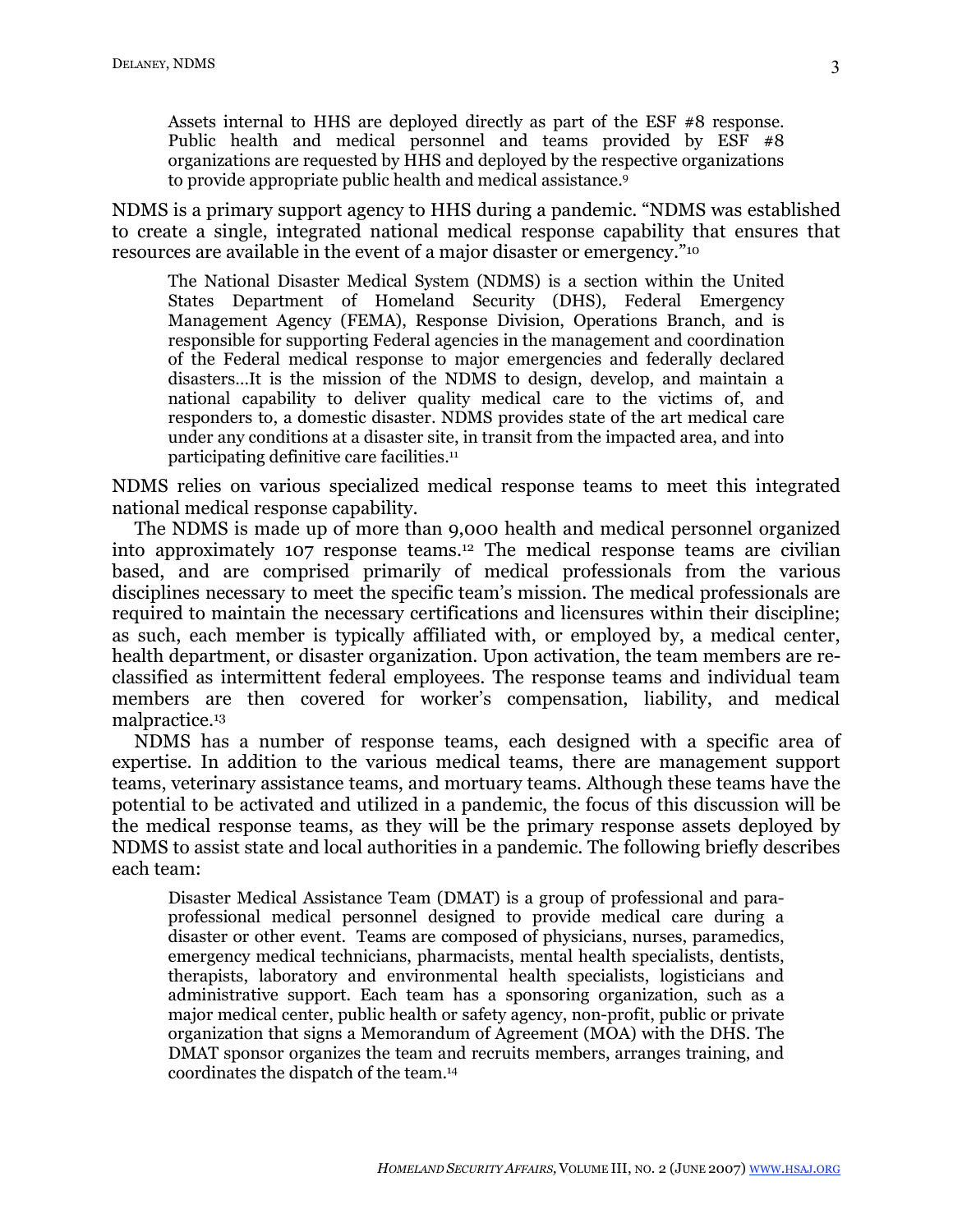> Assets internal to HHS are deployed directly as part of the ESF #8 response. Public health and medical personnel and teams provided by ESF #8 organizations are requested by HHS and deployed by the respective organizations to provide appropriate public health and medical assistance.[9]

NDMS is a primary support agency to HHS during a pandemic. "NDMS was established to create a single, integrated national medical response capability that ensures that resources are available in the event of a major disaster or emergency."[10]

> The National Disaster Medical System (NDMS) is a section within the United States Department of Homeland Security (DHS), Federal Emergency Management Agency (FEMA), Response Division, Operations Branch, and is responsible for supporting Federal agencies in the management and coordination of the Federal medical response to major emergencies and federally declared disasters…It is the mission of the NDMS to design, develop, and maintain a national capability to deliver quality medical care to the victims of, and responders to, a domestic disaster. NDMS provides state of the art medical care under any conditions at a disaster site, in transit from the impacted area, and into participating definitive care facilities.[11]

NDMS relies on various specialized medical response teams to meet this integrated national medical response capability.

The NDMS is made up of more than 9,000 health and medical personnel organized into approximately 107 response teams.[12] The medical response teams are civilian based, and are comprised primarily of medical professionals from the various disciplines necessary to meet the specific team's mission. The medical professionals are required to maintain the necessary certifications and licensures within their discipline; as such, each member is typically affiliated with, or employed by, a medical center, health department, or disaster organization. Upon activation, the team members are re-classified as intermittent federal employees. The response teams and individual team members are then covered for worker's compensation, liability, and medical malpractice.[13]

NDMS has a number of response teams, each designed with a specific area of expertise. In addition to the various medical teams, there are management support teams, veterinary assistance teams, and mortuary teams. Although these teams have the potential to be activated and utilized in a pandemic, the focus of this discussion will be the medical response teams, as they will be the primary response assets deployed by NDMS to assist state and local authorities in a pandemic. The following briefly describes each team:

> Disaster Medical Assistance Team (DMAT) is a group of professional and para-professional medical personnel designed to provide medical care during a disaster or other event. Teams are composed of physicians, nurses, paramedics, emergency medical technicians, pharmacists, mental health specialists, dentists, therapists, laboratory and environmental health specialists, logisticians and administrative support. Each team has a sponsoring organization, such as a major medical center, public health or safety agency, non-profit, public or private organization that signs a Memorandum of Agreement (MOA) with the DHS. The DMAT sponsor organizes the team and recruits members, arranges training, and coordinates the dispatch of the team.[14]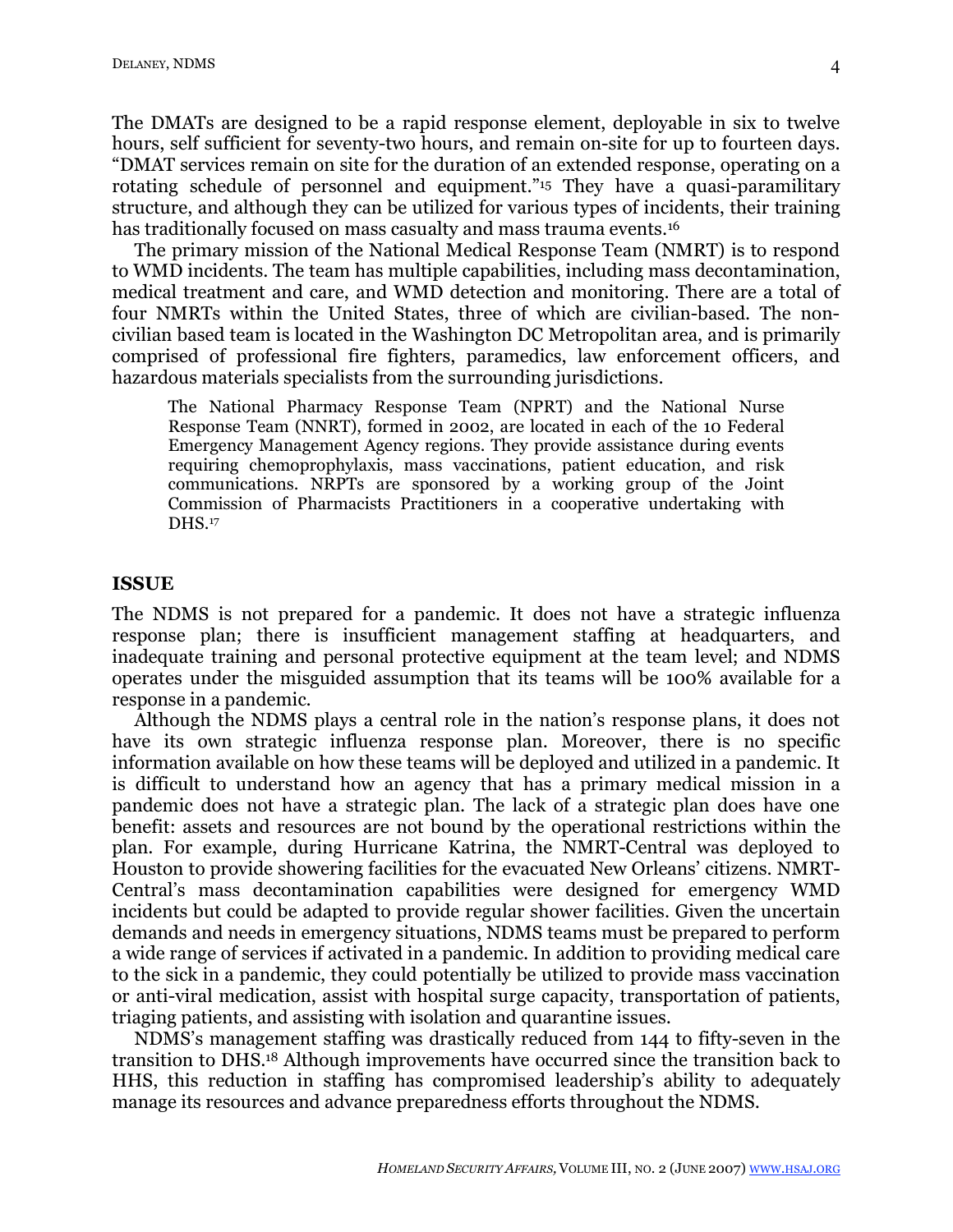The DMATs are designed to be a rapid response element, deployable in six to twelve hours, self sufficient for seventy-two hours, and remain on-site for up to fourteen days. "DMAT services remain on site for the duration of an extended response, operating on a rotating schedule of personnel and equipment."[15] They have a quasi-paramilitary structure, and although they can be utilized for various types of incidents, their training has traditionally focused on mass casualty and mass trauma events.[16]

The primary mission of the National Medical Response Team (NMRT) is to respond to WMD incidents. The team has multiple capabilities, including mass decontamination, medical treatment and care, and WMD detection and monitoring. There are a total of four NMRTs within the United States, three of which are civilian-based. The non-civilian based team is located in the Washington DC Metropolitan area, and is primarily comprised of professional fire fighters, paramedics, law enforcement officers, and hazardous materials specialists from the surrounding jurisdictions.

> The National Pharmacy Response Team (NPRT) and the National Nurse Response Team (NNRT), formed in 2002, are located in each of the 10 Federal Emergency Management Agency regions. They provide assistance during events requiring chemoprophylaxis, mass vaccinations, patient education, and risk communications. NRPTs are sponsored by a working group of the Joint Commission of Pharmacists Practitioners in a cooperative undertaking with DHS.[17]

## ISSUE

The NDMS is not prepared for a pandemic. It does not have a strategic influenza response plan; there is insufficient management staffing at headquarters, and inadequate training and personal protective equipment at the team level; and NDMS operates under the misguided assumption that its teams will be 100% available for a response in a pandemic.

Although the NDMS plays a central role in the nation's response plans, it does not have its own strategic influenza response plan. Moreover, there is no specific information available on how these teams will be deployed and utilized in a pandemic. It is difficult to understand how an agency that has a primary medical mission in a pandemic does not have a strategic plan. The lack of a strategic plan does have one benefit: assets and resources are not bound by the operational restrictions within the plan. For example, during Hurricane Katrina, the NMRT-Central was deployed to Houston to provide showering facilities for the evacuated New Orleans' citizens. NMRT-Central's mass decontamination capabilities were designed for emergency WMD incidents but could be adapted to provide regular shower facilities. Given the uncertain demands and needs in emergency situations, NDMS teams must be prepared to perform a wide range of services if activated in a pandemic. In addition to providing medical care to the sick in a pandemic, they could potentially be utilized to provide mass vaccination or anti-viral medication, assist with hospital surge capacity, transportation of patients, triaging patients, and assisting with isolation and quarantine issues.

NDMS's management staffing was drastically reduced from 144 to fifty-seven in the transition to DHS.[18] Although improvements have occurred since the transition back to HHS, this reduction in staffing has compromised leadership's ability to adequately manage its resources and advance preparedness efforts throughout the NDMS.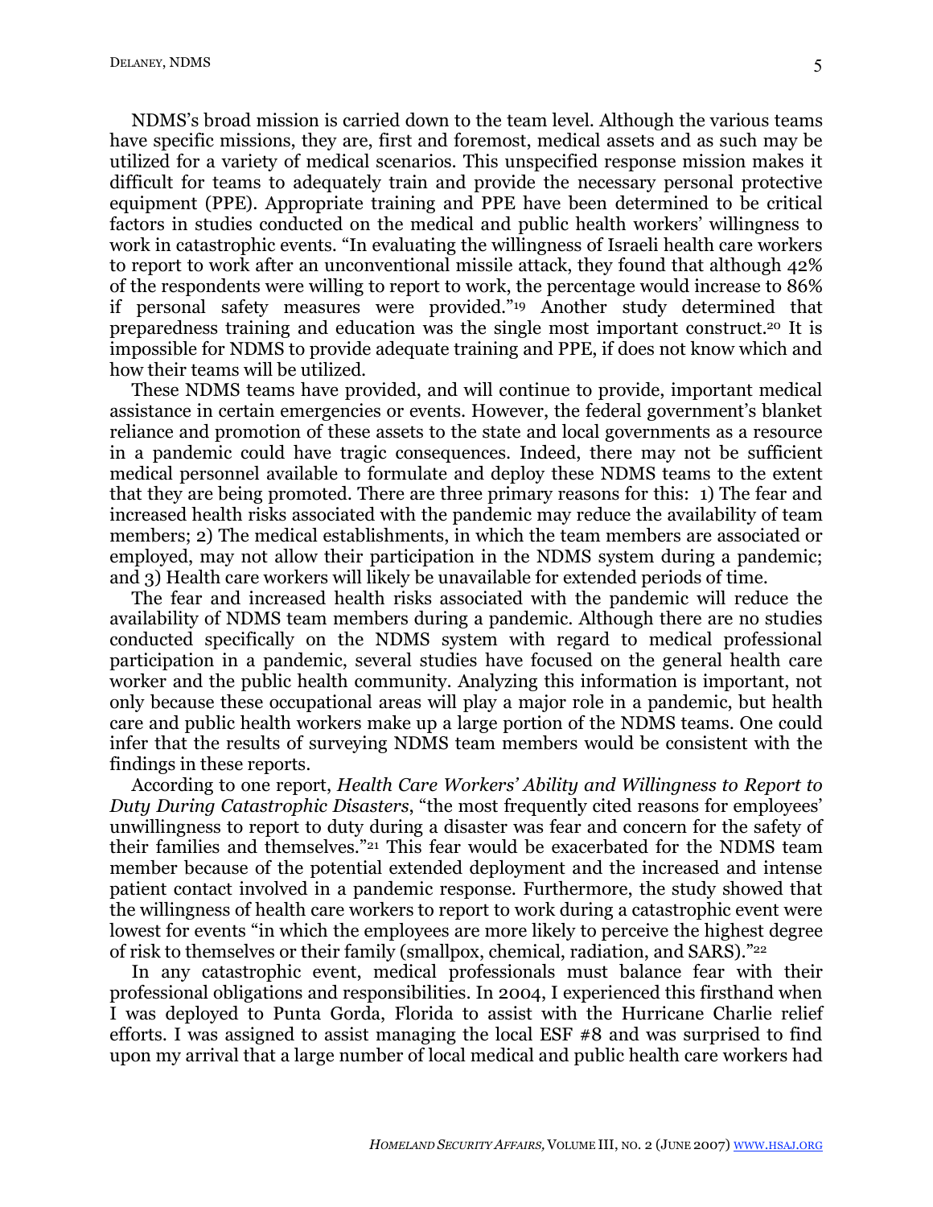NDMS's broad mission is carried down to the team level. Although the various teams have specific missions, they are, first and foremost, medical assets and as such may be utilized for a variety of medical scenarios. This unspecified response mission makes it difficult for teams to adequately train and provide the necessary personal protective equipment (PPE). Appropriate training and PPE have been determined to be critical factors in studies conducted on the medical and public health workers' willingness to work in catastrophic events. "In evaluating the willingness of Israeli health care workers to report to work after an unconventional missile attack, they found that although 42% of the respondents were willing to report to work, the percentage would increase to 86% if personal safety measures were provided."[19] Another study determined that preparedness training and education was the single most important construct.[20] It is impossible for NDMS to provide adequate training and PPE, if does not know which and how their teams will be utilized.

These NDMS teams have provided, and will continue to provide, important medical assistance in certain emergencies or events. However, the federal government's blanket reliance and promotion of these assets to the state and local governments as a resource in a pandemic could have tragic consequences. Indeed, there may not be sufficient medical personnel available to formulate and deploy these NDMS teams to the extent that they are being promoted. There are three primary reasons for this: 1) The fear and increased health risks associated with the pandemic may reduce the availability of team members; 2) The medical establishments, in which the team members are associated or employed, may not allow their participation in the NDMS system during a pandemic; and 3) Health care workers will likely be unavailable for extended periods of time.

The fear and increased health risks associated with the pandemic will reduce the availability of NDMS team members during a pandemic. Although there are no studies conducted specifically on the NDMS system with regard to medical professional participation in a pandemic, several studies have focused on the general health care worker and the public health community. Analyzing this information is important, not only because these occupational areas will play a major role in a pandemic, but health care and public health workers make up a large portion of the NDMS teams. One could infer that the results of surveying NDMS team members would be consistent with the findings in these reports.

According to one report, *Health Care Workers' Ability and Willingness to Report to Duty During Catastrophic Disasters*, "the most frequently cited reasons for employees' unwillingness to report to duty during a disaster was fear and concern for the safety of their families and themselves."[21] This fear would be exacerbated for the NDMS team member because of the potential extended deployment and the increased and intense patient contact involved in a pandemic response. Furthermore, the study showed that the willingness of health care workers to report to work during a catastrophic event were lowest for events "in which the employees are more likely to perceive the highest degree of risk to themselves or their family (smallpox, chemical, radiation, and SARS)."[22]

In any catastrophic event, medical professionals must balance fear with their professional obligations and responsibilities. In 2004, I experienced this firsthand when I was deployed to Punta Gorda, Florida to assist with the Hurricane Charlie relief efforts. I was assigned to assist managing the local ESF #8 and was surprised to find upon my arrival that a large number of local medical and public health care workers had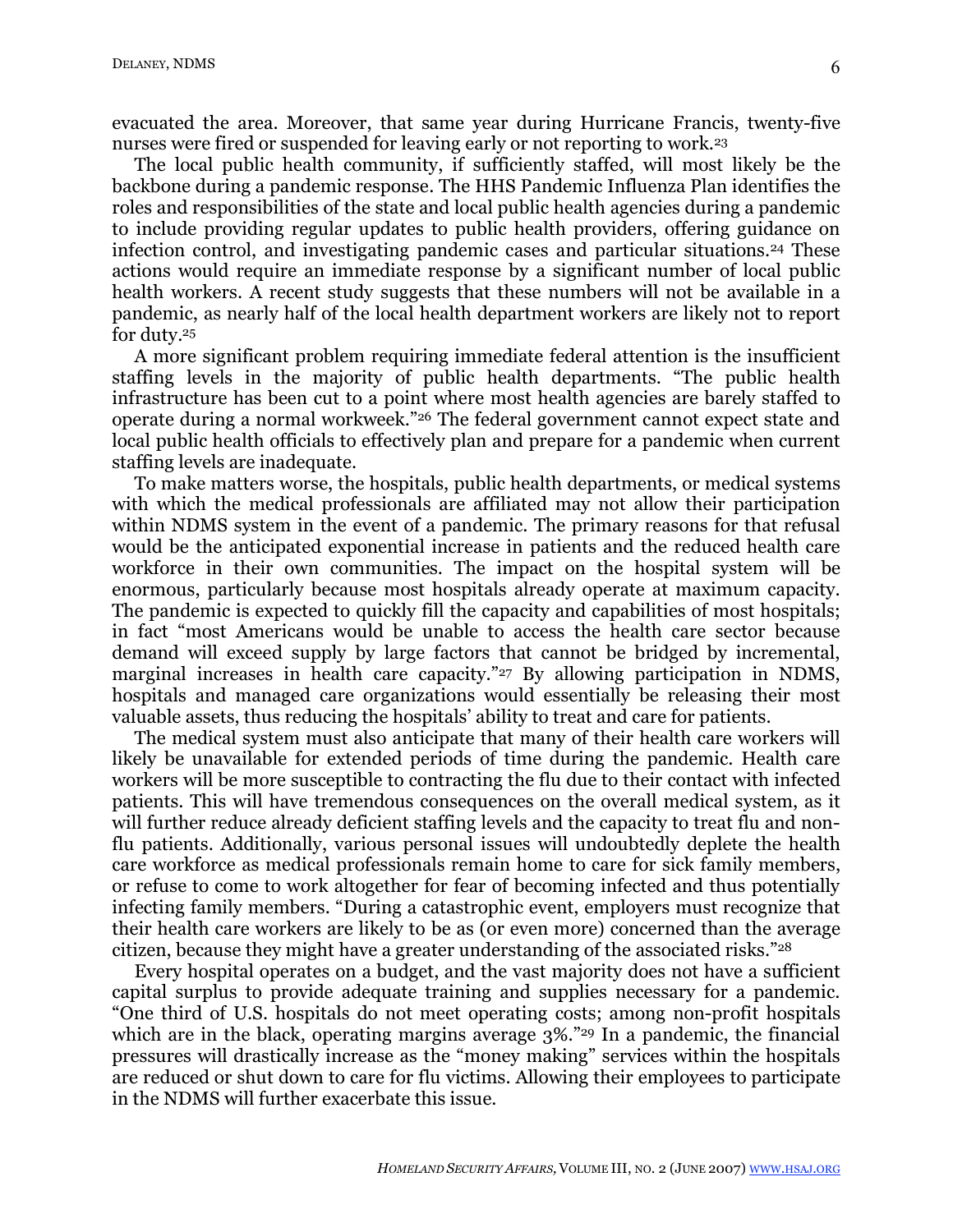evacuated the area. Moreover, that same year during Hurricane Francis, twenty-five nurses were fired or suspended for leaving early or not reporting to work.[23]

The local public health community, if sufficiently staffed, will most likely be the backbone during a pandemic response. The HHS Pandemic Influenza Plan identifies the roles and responsibilities of the state and local public health agencies during a pandemic to include providing regular updates to public health providers, offering guidance on infection control, and investigating pandemic cases and particular situations.[24] These actions would require an immediate response by a significant number of local public health workers. A recent study suggests that these numbers will not be available in a pandemic, as nearly half of the local health department workers are likely not to report for duty.[25]

A more significant problem requiring immediate federal attention is the insufficient staffing levels in the majority of public health departments. "The public health infrastructure has been cut to a point where most health agencies are barely staffed to operate during a normal workweek."[26] The federal government cannot expect state and local public health officials to effectively plan and prepare for a pandemic when current staffing levels are inadequate.

To make matters worse, the hospitals, public health departments, or medical systems with which the medical professionals are affiliated may not allow their participation within NDMS system in the event of a pandemic. The primary reasons for that refusal would be the anticipated exponential increase in patients and the reduced health care workforce in their own communities. The impact on the hospital system will be enormous, particularly because most hospitals already operate at maximum capacity. The pandemic is expected to quickly fill the capacity and capabilities of most hospitals; in fact "most Americans would be unable to access the health care sector because demand will exceed supply by large factors that cannot be bridged by incremental, marginal increases in health care capacity."[27] By allowing participation in NDMS, hospitals and managed care organizations would essentially be releasing their most valuable assets, thus reducing the hospitals' ability to treat and care for patients.

The medical system must also anticipate that many of their health care workers will likely be unavailable for extended periods of time during the pandemic. Health care workers will be more susceptible to contracting the flu due to their contact with infected patients. This will have tremendous consequences on the overall medical system, as it will further reduce already deficient staffing levels and the capacity to treat flu and non-flu patients. Additionally, various personal issues will undoubtedly deplete the health care workforce as medical professionals remain home to care for sick family members, or refuse to come to work altogether for fear of becoming infected and thus potentially infecting family members. "During a catastrophic event, employers must recognize that their health care workers are likely to be as (or even more) concerned than the average citizen, because they might have a greater understanding of the associated risks."[28]

Every hospital operates on a budget, and the vast majority does not have a sufficient capital surplus to provide adequate training and supplies necessary for a pandemic. "One third of U.S. hospitals do not meet operating costs; among non-profit hospitals which are in the black, operating margins average 3%."[29] In a pandemic, the financial pressures will drastically increase as the "money making" services within the hospitals are reduced or shut down to care for flu victims. Allowing their employees to participate in the NDMS will further exacerbate this issue.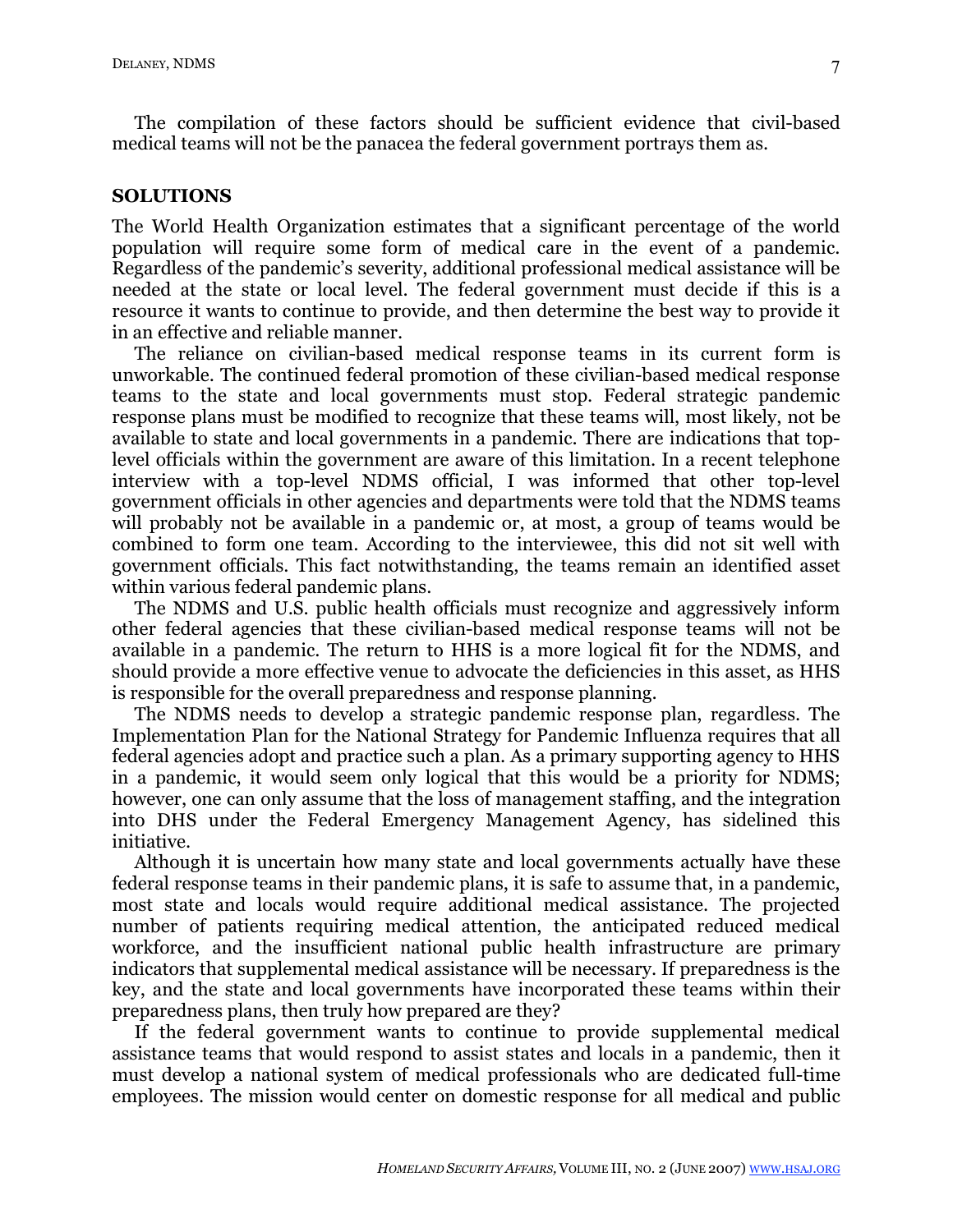The compilation of these factors should be sufficient evidence that civil-based medical teams will not be the panacea the federal government portrays them as.

## SOLUTIONS

The World Health Organization estimates that a significant percentage of the world population will require some form of medical care in the event of a pandemic. Regardless of the pandemic's severity, additional professional medical assistance will be needed at the state or local level. The federal government must decide if this is a resource it wants to continue to provide, and then determine the best way to provide it in an effective and reliable manner.

The reliance on civilian-based medical response teams in its current form is unworkable. The continued federal promotion of these civilian-based medical response teams to the state and local governments must stop. Federal strategic pandemic response plans must be modified to recognize that these teams will, most likely, not be available to state and local governments in a pandemic. There are indications that top-level officials within the government are aware of this limitation. In a recent telephone interview with a top-level NDMS official, I was informed that other top-level government officials in other agencies and departments were told that the NDMS teams will probably not be available in a pandemic or, at most, a group of teams would be combined to form one team. According to the interviewee, this did not sit well with government officials. This fact notwithstanding, the teams remain an identified asset within various federal pandemic plans.

The NDMS and U.S. public health officials must recognize and aggressively inform other federal agencies that these civilian-based medical response teams will not be available in a pandemic. The return to HHS is a more logical fit for the NDMS, and should provide a more effective venue to advocate the deficiencies in this asset, as HHS is responsible for the overall preparedness and response planning.

The NDMS needs to develop a strategic pandemic response plan, regardless. The Implementation Plan for the National Strategy for Pandemic Influenza requires that all federal agencies adopt and practice such a plan. As a primary supporting agency to HHS in a pandemic, it would seem only logical that this would be a priority for NDMS; however, one can only assume that the loss of management staffing, and the integration into DHS under the Federal Emergency Management Agency, has sidelined this initiative.

Although it is uncertain how many state and local governments actually have these federal response teams in their pandemic plans, it is safe to assume that, in a pandemic, most state and locals would require additional medical assistance. The projected number of patients requiring medical attention, the anticipated reduced medical workforce, and the insufficient national public health infrastructure are primary indicators that supplemental medical assistance will be necessary. If preparedness is the key, and the state and local governments have incorporated these teams within their preparedness plans, then truly how prepared are they?

If the federal government wants to continue to provide supplemental medical assistance teams that would respond to assist states and locals in a pandemic, then it must develop a national system of medical professionals who are dedicated full-time employees. The mission would center on domestic response for all medical and public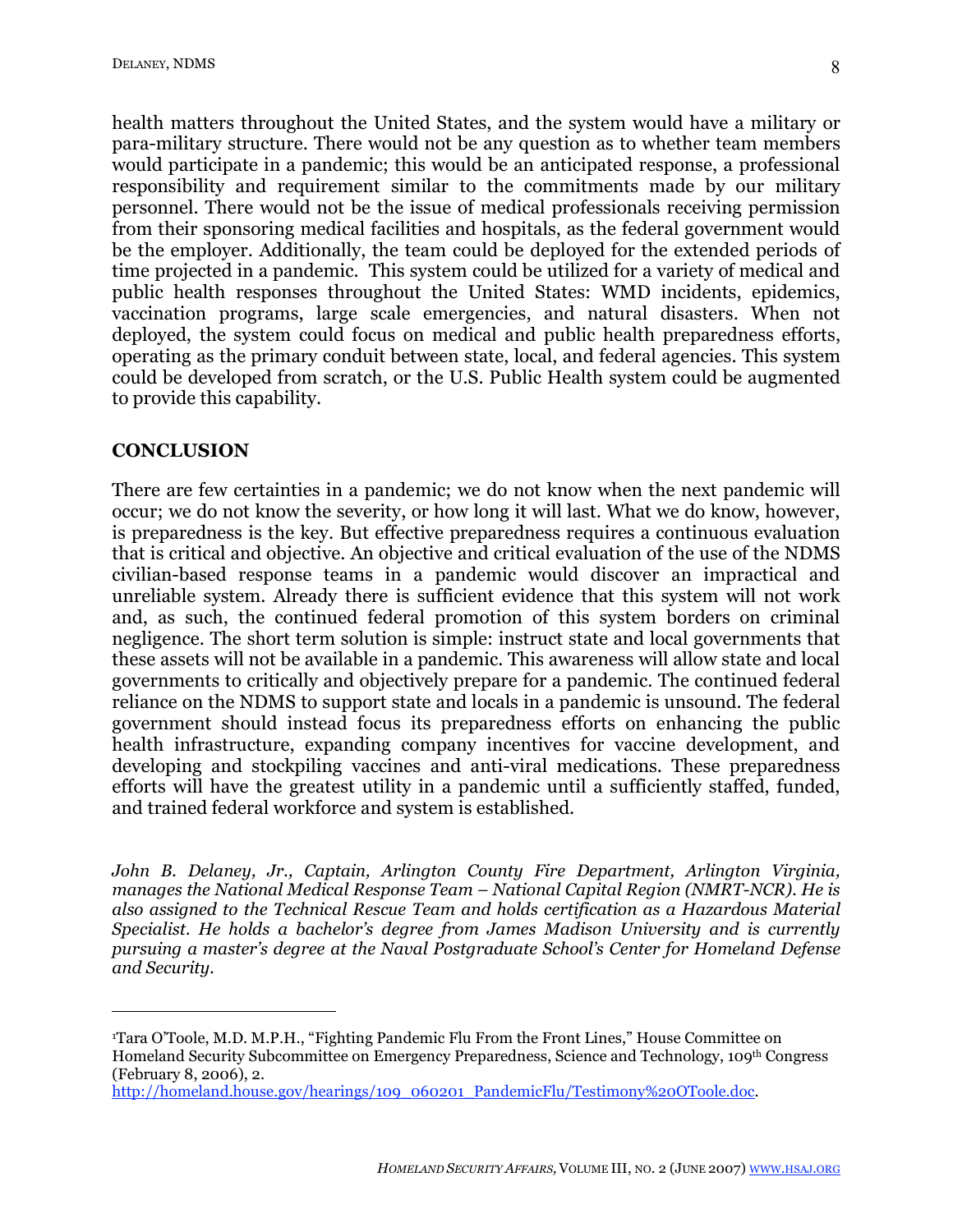health matters throughout the United States, and the system would have a military or para-military structure. There would not be any question as to whether team members would participate in a pandemic; this would be an anticipated response, a professional responsibility and requirement similar to the commitments made by our military personnel. There would not be the issue of medical professionals receiving permission from their sponsoring medical facilities and hospitals, as the federal government would be the employer. Additionally, the team could be deployed for the extended periods of time projected in a pandemic. This system could be utilized for a variety of medical and public health responses throughout the United States: WMD incidents, epidemics, vaccination programs, large scale emergencies, and natural disasters. When not deployed, the system could focus on medical and public health preparedness efforts, operating as the primary conduit between state, local, and federal agencies. This system could be developed from scratch, or the U.S. Public Health system could be augmented to provide this capability.

## CONCLUSION

There are few certainties in a pandemic; we do not know when the next pandemic will occur; we do not know the severity, or how long it will last. What we do know, however, is preparedness is the key. But effective preparedness requires a continuous evaluation that is critical and objective. An objective and critical evaluation of the use of the NDMS civilian-based response teams in a pandemic would discover an impractical and unreliable system. Already there is sufficient evidence that this system will not work and, as such, the continued federal promotion of this system borders on criminal negligence. The short term solution is simple: instruct state and local governments that these assets will not be available in a pandemic. This awareness will allow state and local governments to critically and objectively prepare for a pandemic. The continued federal reliance on the NDMS to support state and locals in a pandemic is unsound. The federal government should instead focus its preparedness efforts on enhancing the public health infrastructure, expanding company incentives for vaccine development, and developing and stockpiling vaccines and anti-viral medications. These preparedness efforts will have the greatest utility in a pandemic until a sufficiently staffed, funded, and trained federal workforce and system is established.

*John B. Delaney, Jr., Captain, Arlington County Fire Department, Arlington Virginia, manages the National Medical Response Team – National Capital Region (NMRT-NCR). He is also assigned to the Technical Rescue Team and holds certification as a Hazardous Material Specialist. He holds a bachelor's degree from James Madison University and is currently pursuing a master's degree at the Naval Postgraduate School's Center for Homeland Defense and Security.*

---

[1] Tara O'Toole, M.D. M.P.H., "Fighting Pandemic Flu From the Front Lines," House Committee on Homeland Security Subcommittee on Emergency Preparedness, Science and Technology, 109th Congress (February 8, 2006), 2. http://homeland.house.gov/hearings/109_060201_PandemicFlu/Testimony%20OToole.doc.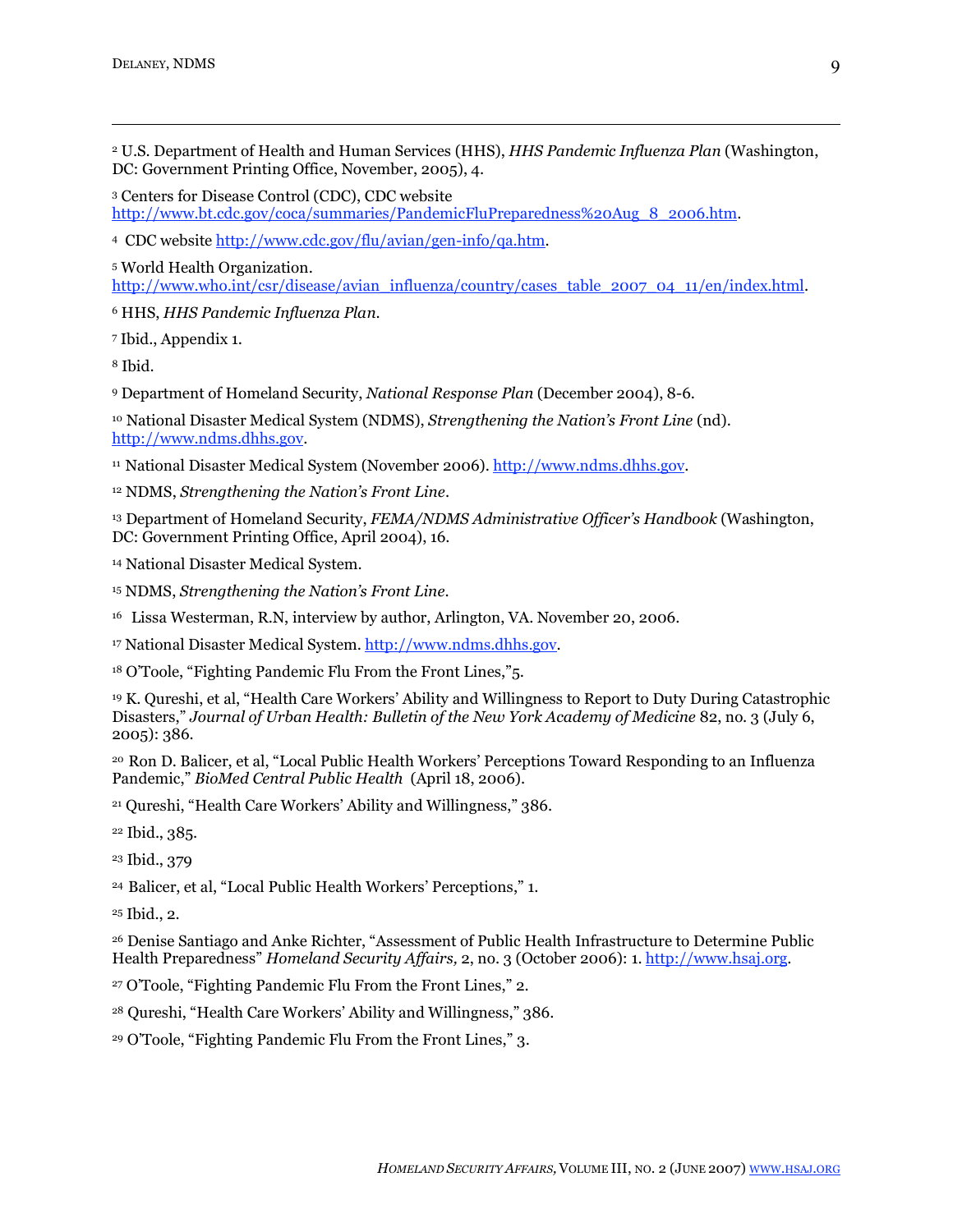[2] U.S. Department of Health and Human Services (HHS), *HHS Pandemic Influenza Plan* (Washington, DC: Government Printing Office, November, 2005), 4.

[3] Centers for Disease Control (CDC), CDC website http://www.bt.cdc.gov/coca/summaries/PandemicFluPreparedness%20Aug_8_2006.htm.

[4] CDC website http://www.cdc.gov/flu/avian/gen-info/qa.htm.

[5] World Health Organization. http://www.who.int/csr/disease/avian_influenza/country/cases_table_2007_04_11/en/index.html.

[6] HHS, *HHS Pandemic Influenza Plan*.

[7] Ibid., Appendix 1.

[8] Ibid.

[9] Department of Homeland Security, *National Response Plan* (December 2004), 8-6.

[10] National Disaster Medical System (NDMS), *Strengthening the Nation's Front Line* (nd). http://www.ndms.dhhs.gov.

[11] National Disaster Medical System (November 2006). http://www.ndms.dhhs.gov.

[12] NDMS, *Strengthening the Nation's Front Line*.

[13] Department of Homeland Security, *FEMA/NDMS Administrative Officer's Handbook* (Washington, DC: Government Printing Office, April 2004), 16.

[14] National Disaster Medical System.

[15] NDMS, *Strengthening the Nation's Front Line*.

[16] Lissa Westerman, R.N, interview by author, Arlington, VA. November 20, 2006.

[17] National Disaster Medical System. http://www.ndms.dhhs.gov.

[18] O'Toole, "Fighting Pandemic Flu From the Front Lines,"5.

[19] K. Qureshi, et al, "Health Care Workers' Ability and Willingness to Report to Duty During Catastrophic Disasters," *Journal of Urban Health: Bulletin of the New York Academy of Medicine* 82, no. 3 (July 6, 2005): 386.

[20] Ron D. Balicer, et al, "Local Public Health Workers' Perceptions Toward Responding to an Influenza Pandemic," *BioMed Central Public Health* (April 18, 2006).

[21] Qureshi, "Health Care Workers' Ability and Willingness," 386.

[22] Ibid., 385.

[23] Ibid., 379

[24] Balicer, et al, "Local Public Health Workers' Perceptions," 1.

[25] Ibid., 2.

[26] Denise Santiago and Anke Richter, "Assessment of Public Health Infrastructure to Determine Public Health Preparedness" *Homeland Security Affairs,* 2, no. 3 (October 2006): 1. http://www.hsaj.org.

[27] O'Toole, "Fighting Pandemic Flu From the Front Lines," 2.

[28] Qureshi, "Health Care Workers' Ability and Willingness," 386.

[29] O'Toole, "Fighting Pandemic Flu From the Front Lines," 3.